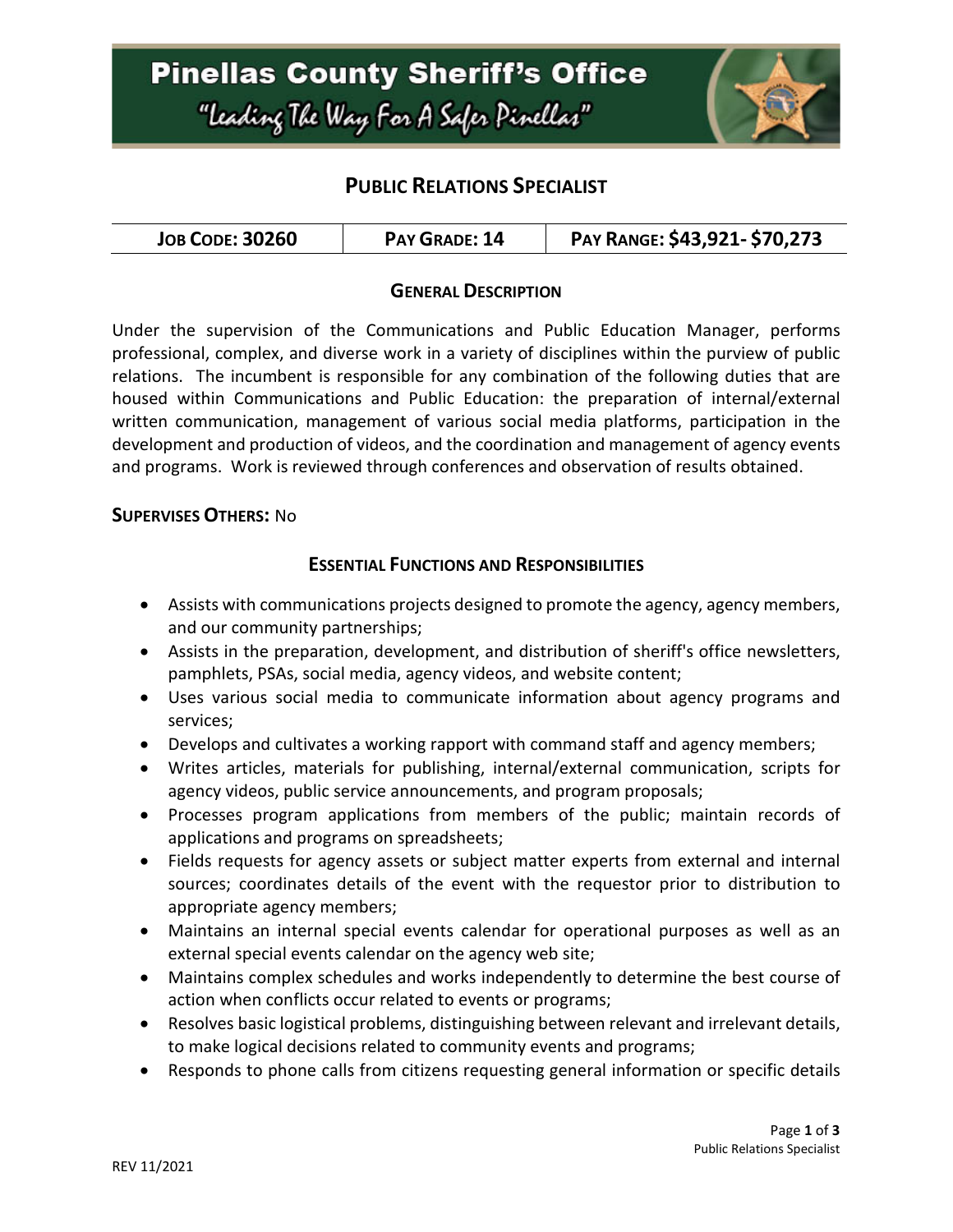# Pinellas County Sheriff's Office

"Leading The Way For A Safer Pinellas"

## PUBLIC RELATIONS SPECIALIST

| JOB CODE: 30260 | PAY GRADE: 14 | PAY RANGE: $43,921- $70,273 |
|---|---|---|

### GENERAL DESCRIPTION

Under the supervision of the Communications and Public Education Manager, performs professional, complex, and diverse work in a variety of disciplines within the purview of public relations. The incumbent is responsible for any combination of the following duties that are housed within Communications and Public Education: the preparation of internal/external written communication, management of various social media platforms, participation in the development and production of videos, and the coordination and management of agency events and programs. Work is reviewed through conferences and observation of results obtained.

**SUPERVISES OTHERS:** No

### ESSENTIAL FUNCTIONS AND RESPONSIBILITIES

- Assists with communications projects designed to promote the agency, agency members, and our community partnerships;
- Assists in the preparation, development, and distribution of sheriff's office newsletters, pamphlets, PSAs, social media, agency videos, and website content;
- Uses various social media to communicate information about agency programs and services;
- Develops and cultivates a working rapport with command staff and agency members;
- Writes articles, materials for publishing, internal/external communication, scripts for agency videos, public service announcements, and program proposals;
- Processes program applications from members of the public; maintain records of applications and programs on spreadsheets;
- Fields requests for agency assets or subject matter experts from external and internal sources; coordinates details of the event with the requestor prior to distribution to appropriate agency members;
- Maintains an internal special events calendar for operational purposes as well as an external special events calendar on the agency web site;
- Maintains complex schedules and works independently to determine the best course of action when conflicts occur related to events or programs;
- Resolves basic logistical problems, distinguishing between relevant and irrelevant details, to make logical decisions related to community events and programs;
- Responds to phone calls from citizens requesting general information or specific details

REV 11/2021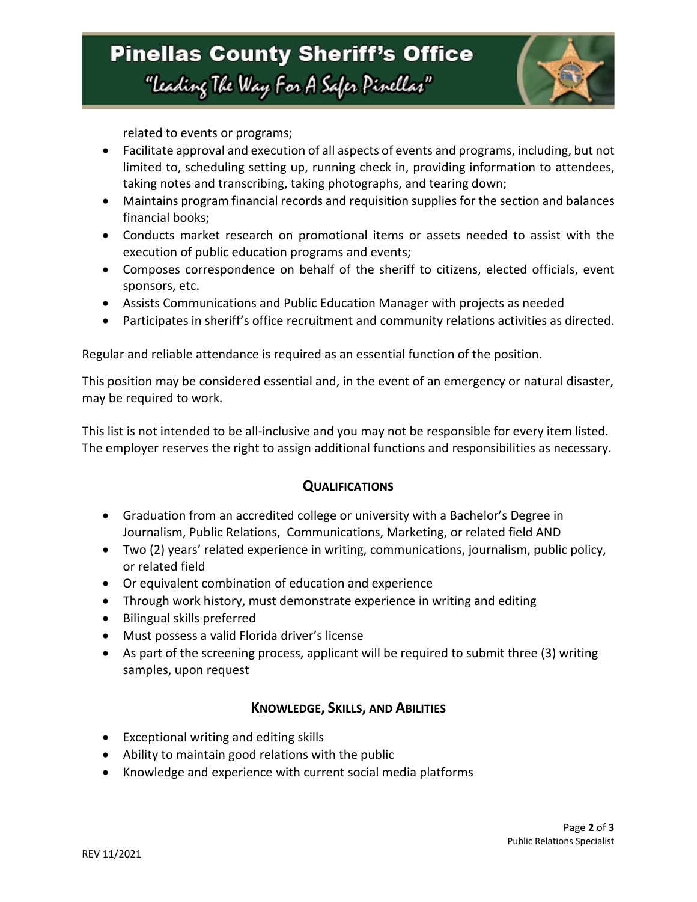related to events or programs;

- Facilitate approval and execution of all aspects of events and programs, including, but not limited to, scheduling setting up, running check in, providing information to attendees, taking notes and transcribing, taking photographs, and tearing down;
- Maintains program financial records and requisition supplies for the section and balances financial books;
- Conducts market research on promotional items or assets needed to assist with the execution of public education programs and events;
- Composes correspondence on behalf of the sheriff to citizens, elected officials, event sponsors, etc.
- Assists Communications and Public Education Manager with projects as needed
- Participates in sheriff's office recruitment and community relations activities as directed.

Regular and reliable attendance is required as an essential function of the position.

This position may be considered essential and, in the event of an emergency or natural disaster, may be required to work.

This list is not intended to be all-inclusive and you may not be responsible for every item listed. The employer reserves the right to assign additional functions and responsibilities as necessary.

## Qualifications

- Graduation from an accredited college or university with a Bachelor's Degree in Journalism, Public Relations, Communications, Marketing, or related field AND
- Two (2) years' related experience in writing, communications, journalism, public policy, or related field
- Or equivalent combination of education and experience
- Through work history, must demonstrate experience in writing and editing
- Bilingual skills preferred
- Must possess a valid Florida driver's license
- As part of the screening process, applicant will be required to submit three (3) writing samples, upon request

## Knowledge, Skills, and Abilities

- Exceptional writing and editing skills
- Ability to maintain good relations with the public
- Knowledge and experience with current social media platforms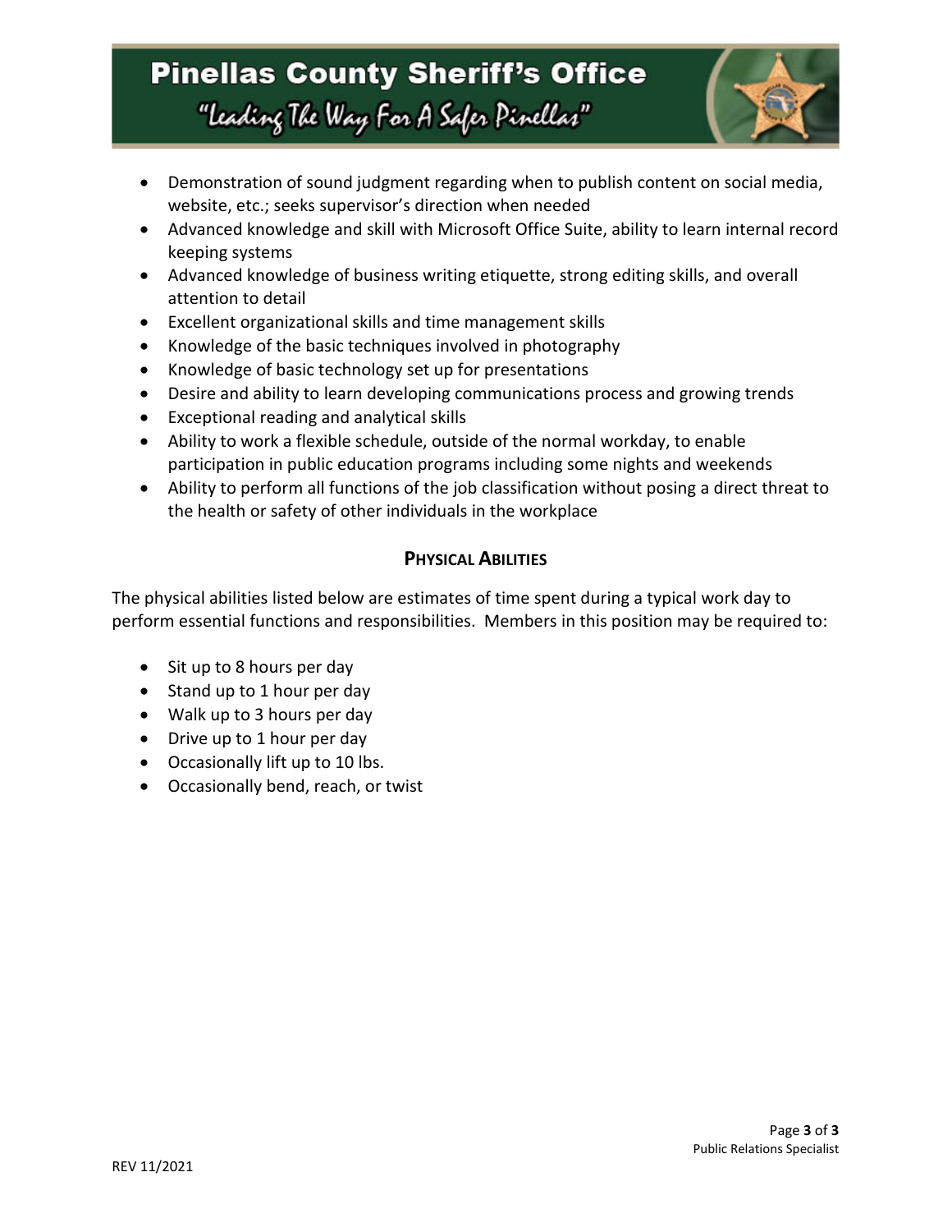- Demonstration of sound judgment regarding when to publish content on social media, website, etc.; seeks supervisor's direction when needed
- Advanced knowledge and skill with Microsoft Office Suite, ability to learn internal record keeping systems
- Advanced knowledge of business writing etiquette, strong editing skills, and overall attention to detail
- Excellent organizational skills and time management skills
- Knowledge of the basic techniques involved in photography
- Knowledge of basic technology set up for presentations
- Desire and ability to learn developing communications process and growing trends
- Exceptional reading and analytical skills
- Ability to work a flexible schedule, outside of the normal workday, to enable participation in public education programs including some nights and weekends
- Ability to perform all functions of the job classification without posing a direct threat to the health or safety of other individuals in the workplace

## PHYSICAL ABILITIES

The physical abilities listed below are estimates of time spent during a typical work day to perform essential functions and responsibilities. Members in this position may be required to:

- Sit up to 8 hours per day
- Stand up to 1 hour per day
- Walk up to 3 hours per day
- Drive up to 1 hour per day
- Occasionally lift up to 10 lbs.
- Occasionally bend, reach, or twist